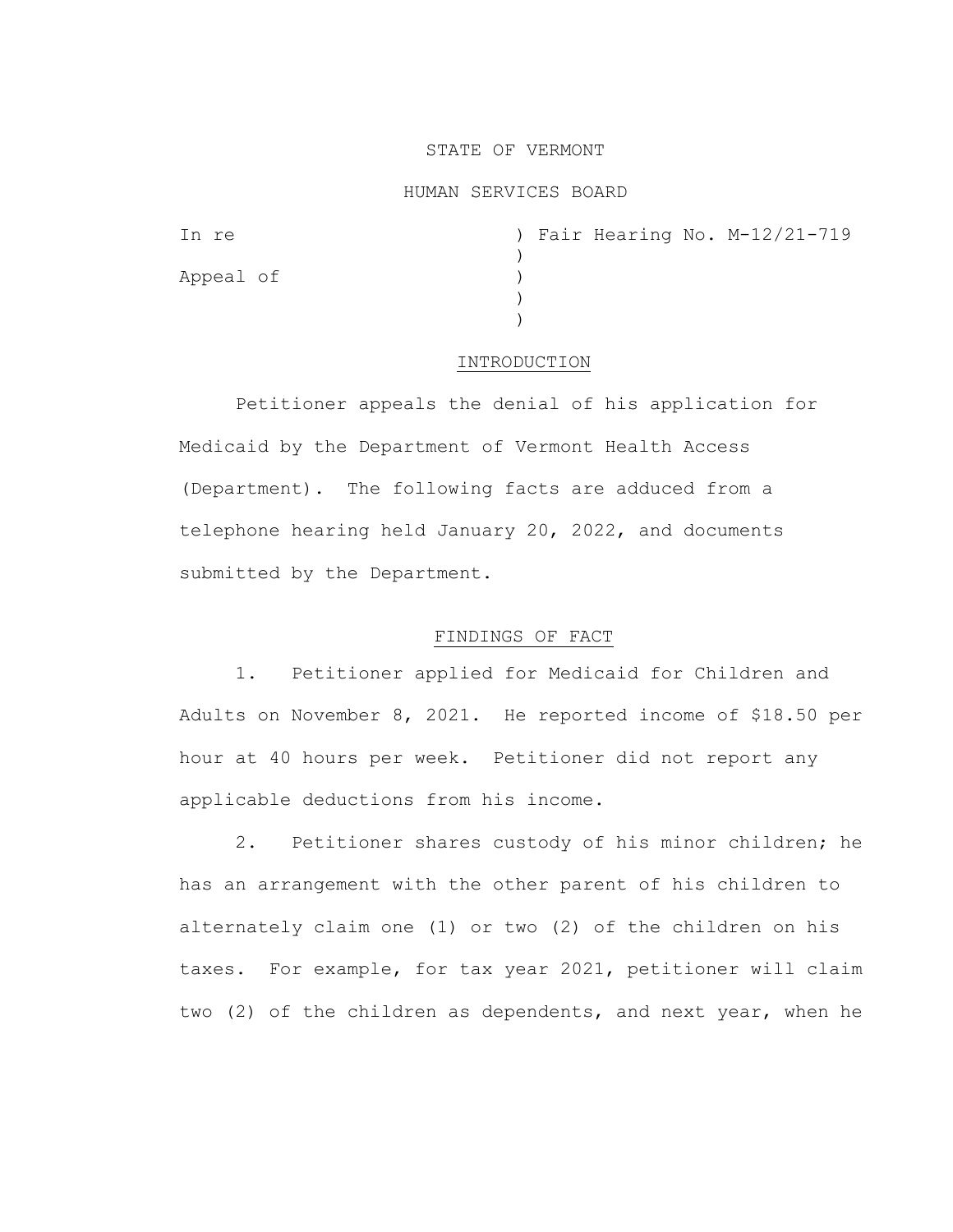STATE OF VERMONT

HUMAN SERVICES BOARD

In re ) Fair Hearing No. M-12/21-719
)
Appeal of )
)
)

## INTRODUCTION

Petitioner appeals the denial of his application for Medicaid by the Department of Vermont Health Access (Department). The following facts are adduced from a telephone hearing held January 20, 2022, and documents submitted by the Department.

## FINDINGS OF FACT

1. Petitioner applied for Medicaid for Children and Adults on November 8, 2021. He reported income of $18.50 per hour at 40 hours per week. Petitioner did not report any applicable deductions from his income.

2. Petitioner shares custody of his minor children; he has an arrangement with the other parent of his children to alternately claim one (1) or two (2) of the children on his taxes. For example, for tax year 2021, petitioner will claim two (2) of the children as dependents, and next year, when he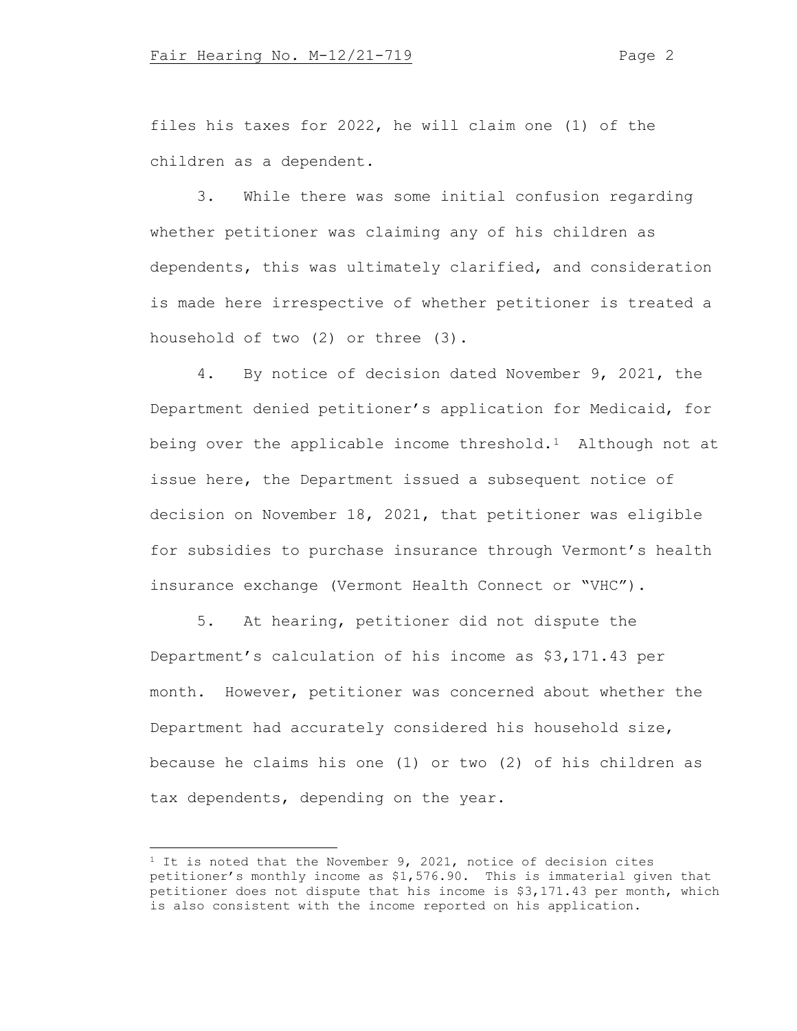files his taxes for 2022, he will claim one (1) of the children as a dependent.

3. While there was some initial confusion regarding whether petitioner was claiming any of his children as dependents, this was ultimately clarified, and consideration is made here irrespective of whether petitioner is treated a household of two (2) or three (3).

4. By notice of decision dated November 9, 2021, the Department denied petitioner's application for Medicaid, for being over the applicable income threshold.[1] Although not at issue here, the Department issued a subsequent notice of decision on November 18, 2021, that petitioner was eligible for subsidies to purchase insurance through Vermont's health insurance exchange (Vermont Health Connect or "VHC").

5. At hearing, petitioner did not dispute the Department's calculation of his income as $3,171.43 per month. However, petitioner was concerned about whether the Department had accurately considered his household size, because he claims his one (1) or two (2) of his children as tax dependents, depending on the year.

---

[1] It is noted that the November 9, 2021, notice of decision cites petitioner's monthly income as $1,576.90. This is immaterial given that petitioner does not dispute that his income is $3,171.43 per month, which is also consistent with the income reported on his application.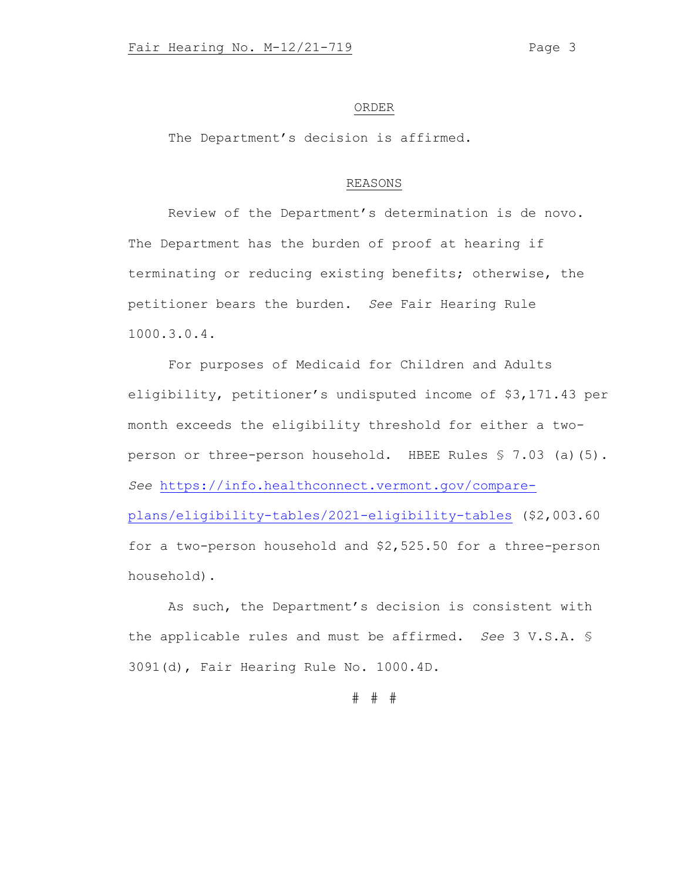## ORDER

The Department's decision is affirmed.

## REASONS

Review of the Department's determination is de novo. The Department has the burden of proof at hearing if terminating or reducing existing benefits; otherwise, the petitioner bears the burden. *See* Fair Hearing Rule 1000.3.0.4.

For purposes of Medicaid for Children and Adults eligibility, petitioner's undisputed income of $3,171.43 per month exceeds the eligibility threshold for either a two-person or three-person household. HBEE Rules § 7.03 (a)(5). *See* https://info.healthconnect.vermont.gov/compare-plans/eligibility-tables/2021-eligibility-tables ($2,003.60 for a two-person household and $2,525.50 for a three-person household).

As such, the Department's decision is consistent with the applicable rules and must be affirmed. *See* 3 V.S.A. § 3091(d), Fair Hearing Rule No. 1000.4D.

# # #